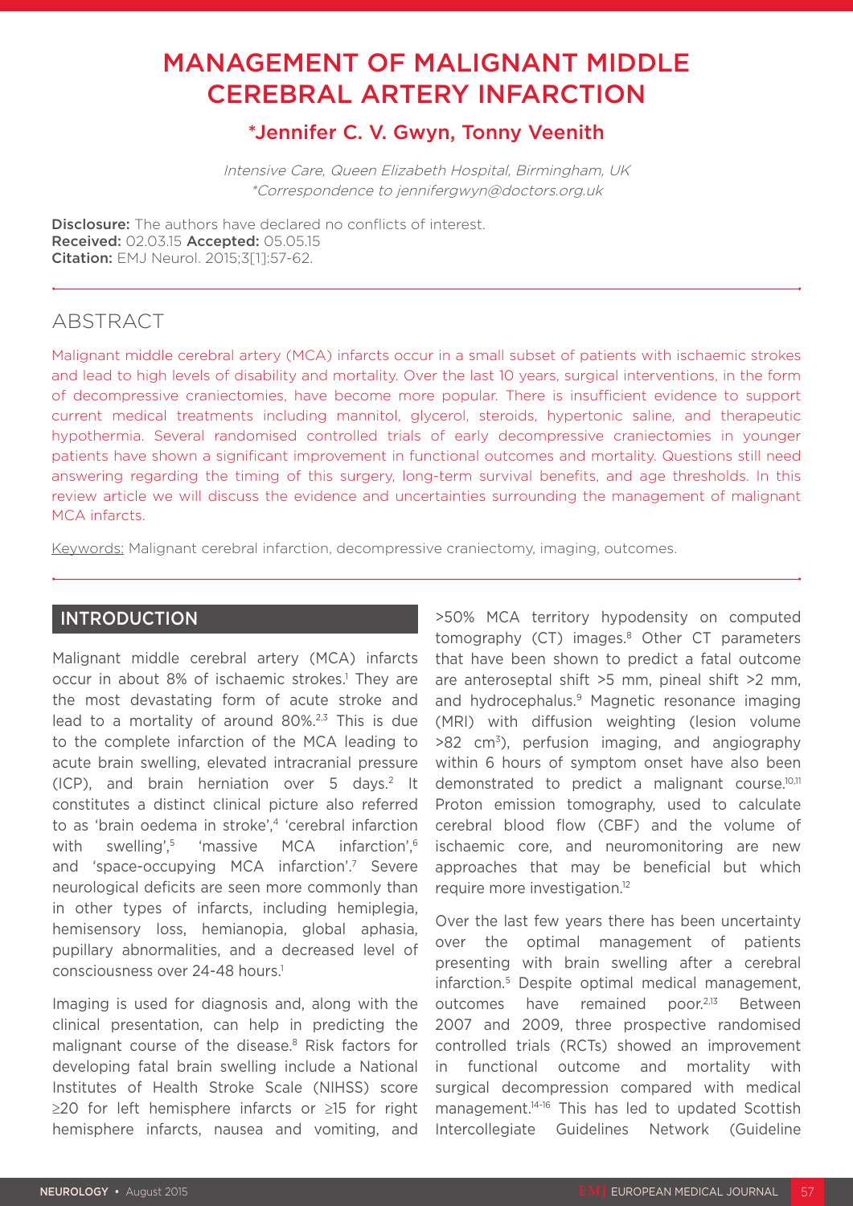# MANAGEMENT OF MALIGNANT MIDDLE CEREBRAL ARTERY INFARCTION

## *Jennifer C. V. Gwyn, Tonny Veenith

*Intensive Care, Queen Elizabeth Hospital, Birmingham, UK*
*\*Correspondence to jennifergwyn@doctors.org.uk*

**Disclosure:** The authors have declared no conflicts of interest.
**Received:** 02.03.15 **Accepted:** 05.05.15
**Citation:** EMJ Neurol. 2015;3[1]:57-62.

## ABSTRACT

Malignant middle cerebral artery (MCA) infarcts occur in a small subset of patients with ischaemic strokes and lead to high levels of disability and mortality. Over the last 10 years, surgical interventions, in the form of decompressive craniectomies, have become more popular. There is insufficient evidence to support current medical treatments including mannitol, glycerol, steroids, hypertonic saline, and therapeutic hypothermia. Several randomised controlled trials of early decompressive craniectomies in younger patients have shown a significant improvement in functional outcomes and mortality. Questions still need answering regarding the timing of this surgery, long-term survival benefits, and age thresholds. In this review article we will discuss the evidence and uncertainties surrounding the management of malignant MCA infarcts.

Keywords: Malignant cerebral infarction, decompressive craniectomy, imaging, outcomes.

## INTRODUCTION

Malignant middle cerebral artery (MCA) infarcts occur in about 8% of ischaemic strokes.[1] They are the most devastating form of acute stroke and lead to a mortality of around 80%.[2,3] This is due to the complete infarction of the MCA leading to acute brain swelling, elevated intracranial pressure (ICP), and brain herniation over 5 days.[2] It constitutes a distinct clinical picture also referred to as 'brain oedema in stroke',[4] 'cerebral infarction with swelling',[5] 'massive MCA infarction',[6] and 'space-occupying MCA infarction'.[7] Severe neurological deficits are seen more commonly than in other types of infarcts, including hemiplegia, hemisensory loss, hemianopia, global aphasia, pupillary abnormalities, and a decreased level of consciousness over 24-48 hours.[1]

Imaging is used for diagnosis and, along with the clinical presentation, can help in predicting the malignant course of the disease.[8] Risk factors for developing fatal brain swelling include a National Institutes of Health Stroke Scale (NIHSS) score ≥20 for left hemisphere infarcts or ≥15 for right hemisphere infarcts, nausea and vomiting, and >50% MCA territory hypodensity on computed tomography (CT) images.[8] Other CT parameters that have been shown to predict a fatal outcome are anteroseptal shift >5 mm, pineal shift >2 mm, and hydrocephalus.[9] Magnetic resonance imaging (MRI) with diffusion weighting (lesion volume >82 $cm^3$), perfusion imaging, and angiography within 6 hours of symptom onset have also been demonstrated to predict a malignant course.[10,11] Proton emission tomography, used to calculate cerebral blood flow (CBF) and the volume of ischaemic core, and neuromonitoring are new approaches that may be beneficial but which require more investigation.[12]

Over the last few years there has been uncertainty over the optimal management of patients presenting with brain swelling after a cerebral infarction.[5] Despite optimal medical management, outcomes have remained poor.[2,13] Between 2007 and 2009, three prospective randomised controlled trials (RCTs) showed an improvement in functional outcome and mortality with surgical decompression compared with medical management.[14-16] This has led to updated Scottish Intercollegiate Guidelines Network (Guideline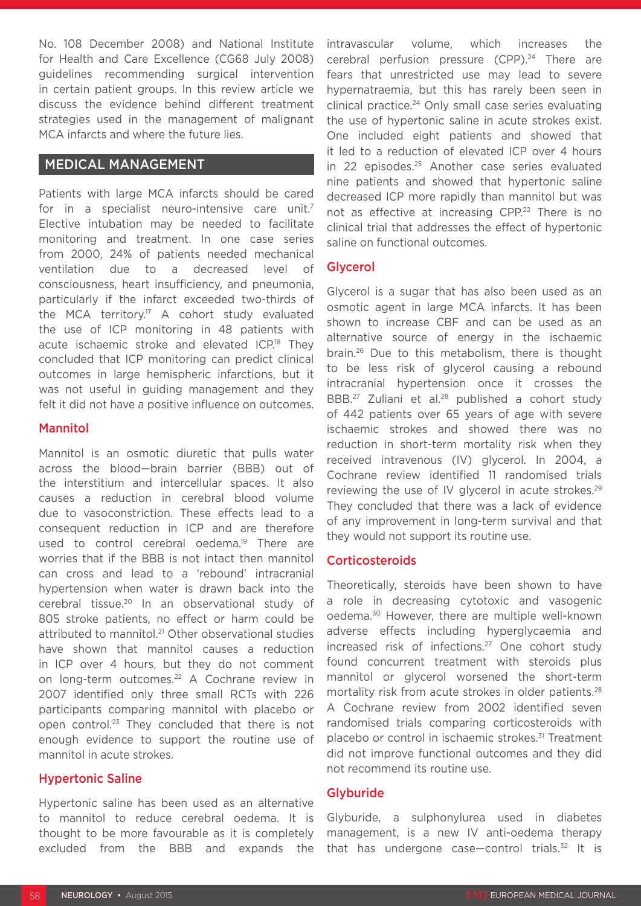No. 108 December 2008) and National Institute for Health and Care Excellence (CG68 July 2008) guidelines recommending surgical intervention in certain patient groups. In this review article we discuss the evidence behind different treatment strategies used in the management of malignant MCA infarcts and where the future lies.

## MEDICAL MANAGEMENT

Patients with large MCA infarcts should be cared for in a specialist neuro-intensive care unit.[7] Elective intubation may be needed to facilitate monitoring and treatment. In one case series from 2000, 24% of patients needed mechanical ventilation due to a decreased level of consciousness, heart insufficiency, and pneumonia, particularly if the infarct exceeded two-thirds of the MCA territory.[17] A cohort study evaluated the use of ICP monitoring in 48 patients with acute ischaemic stroke and elevated ICP.[18] They concluded that ICP monitoring can predict clinical outcomes in large hemispheric infarctions, but it was not useful in guiding management and they felt it did not have a positive influence on outcomes.

### Mannitol

Mannitol is an osmotic diuretic that pulls water across the blood—brain barrier (BBB) out of the interstitium and intercellular spaces. It also causes a reduction in cerebral blood volume due to vasoconstriction. These effects lead to a consequent reduction in ICP and are therefore used to control cerebral oedema.[19] There are worries that if the BBB is not intact then mannitol can cross and lead to a 'rebound' intracranial hypertension when water is drawn back into the cerebral tissue.[20] In an observational study of 805 stroke patients, no effect or harm could be attributed to mannitol.[21] Other observational studies have shown that mannitol causes a reduction in ICP over 4 hours, but they do not comment on long-term outcomes.[22] A Cochrane review in 2007 identified only three small RCTs with 226 participants comparing mannitol with placebo or open control.[23] They concluded that there is not enough evidence to support the routine use of mannitol in acute strokes.

### Hypertonic Saline

Hypertonic saline has been used as an alternative to mannitol to reduce cerebral oedema. It is thought to be more favourable as it is completely excluded from the BBB and expands the intravascular volume, which increases the cerebral perfusion pressure (CPP).[24] There are fears that unrestricted use may lead to severe hypernatraemia, but this has rarely been seen in clinical practice.[24] Only small case series evaluating the use of hypertonic saline in acute strokes exist. One included eight patients and showed that it led to a reduction of elevated ICP over 4 hours in 22 episodes.[25] Another case series evaluated nine patients and showed that hypertonic saline decreased ICP more rapidly than mannitol but was not as effective at increasing CPP.[22] There is no clinical trial that addresses the effect of hypertonic saline on functional outcomes.

### Glycerol

Glycerol is a sugar that has also been used as an osmotic agent in large MCA infarcts. It has been shown to increase CBF and can be used as an alternative source of energy in the ischaemic brain.[26] Due to this metabolism, there is thought to be less risk of glycerol causing a rebound intracranial hypertension once it crosses the BBB.[27] Zuliani et al.[28] published a cohort study of 442 patients over 65 years of age with severe ischaemic strokes and showed there was no reduction in short-term mortality risk when they received intravenous (IV) glycerol. In 2004, a Cochrane review identified 11 randomised trials reviewing the use of IV glycerol in acute strokes.[29] They concluded that there was a lack of evidence of any improvement in long-term survival and that they would not support its routine use.

### Corticosteroids

Theoretically, steroids have been shown to have a role in decreasing cytotoxic and vasogenic oedema.[30] However, there are multiple well-known adverse effects including hyperglycaemia and increased risk of infections.[27] One cohort study found concurrent treatment with steroids plus mannitol or glycerol worsened the short-term mortality risk from acute strokes in older patients.[28] A Cochrane review from 2002 identified seven randomised trials comparing corticosteroids with placebo or control in ischaemic strokes.[31] Treatment did not improve functional outcomes and they did not recommend its routine use.

### Glyburide

Glyburide, a sulphonylurea used in diabetes management, is a new IV anti-oedema therapy that has undergone case—control trials.[32] It is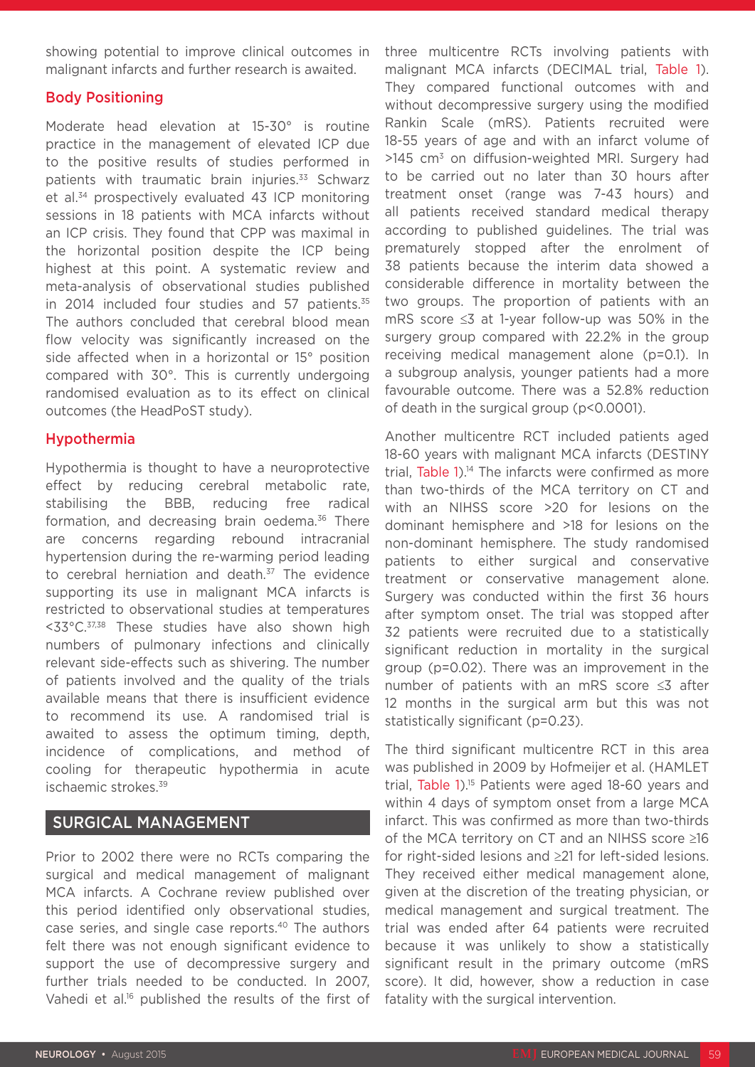showing potential to improve clinical outcomes in malignant infarcts and further research is awaited.

### Body Positioning

Moderate head elevation at 15-30° is routine practice in the management of elevated ICP due to the positive results of studies performed in patients with traumatic brain injuries.[33] Schwarz et al.[34] prospectively evaluated 43 ICP monitoring sessions in 18 patients with MCA infarcts without an ICP crisis. They found that CPP was maximal in the horizontal position despite the ICP being highest at this point. A systematic review and meta-analysis of observational studies published in 2014 included four studies and 57 patients.[35] The authors concluded that cerebral blood mean flow velocity was significantly increased on the side affected when in a horizontal or 15° position compared with 30°. This is currently undergoing randomised evaluation as to its effect on clinical outcomes (the HeadPoST study).

### Hypothermia

Hypothermia is thought to have a neuroprotective effect by reducing cerebral metabolic rate, stabilising the BBB, reducing free radical formation, and decreasing brain oedema.[36] There are concerns regarding rebound intracranial hypertension during the re-warming period leading to cerebral herniation and death.[37] The evidence supporting its use in malignant MCA infarcts is restricted to observational studies at temperatures <33°C.[37,38] These studies have also shown high numbers of pulmonary infections and clinically relevant side-effects such as shivering. The number of patients involved and the quality of the trials available means that there is insufficient evidence to recommend its use. A randomised trial is awaited to assess the optimum timing, depth, incidence of complications, and method of cooling for therapeutic hypothermia in acute ischaemic strokes.[39]

## SURGICAL MANAGEMENT

Prior to 2002 there were no RCTs comparing the surgical and medical management of malignant MCA infarcts. A Cochrane review published over this period identified only observational studies, case series, and single case reports.[40] The authors felt there was not enough significant evidence to support the use of decompressive surgery and further trials needed to be conducted. In 2007, Vahedi et al.[16] published the results of the first of three multicentre RCTs involving patients with malignant MCA infarcts (DECIMAL trial, Table 1). They compared functional outcomes with and without decompressive surgery using the modified Rankin Scale (mRS). Patients recruited were 18-55 years of age and with an infarct volume of >145 cm$^3$ on diffusion-weighted MRI. Surgery had to be carried out no later than 30 hours after treatment onset (range was 7-43 hours) and all patients received standard medical therapy according to published guidelines. The trial was prematurely stopped after the enrolment of 38 patients because the interim data showed a considerable difference in mortality between the two groups. The proportion of patients with an mRS score ≤3 at 1-year follow-up was 50% in the surgery group compared with 22.2% in the group receiving medical management alone (p=0.1). In a subgroup analysis, younger patients had a more favourable outcome. There was a 52.8% reduction of death in the surgical group (p<0.0001).

Another multicentre RCT included patients aged 18-60 years with malignant MCA infarcts (DESTINY trial, Table 1).[14] The infarcts were confirmed as more than two-thirds of the MCA territory on CT and with an NIHSS score >20 for lesions on the dominant hemisphere and >18 for lesions on the non-dominant hemisphere. The study randomised patients to either surgical and conservative treatment or conservative management alone. Surgery was conducted within the first 36 hours after symptom onset. The trial was stopped after 32 patients were recruited due to a statistically significant reduction in mortality in the surgical group (p=0.02). There was an improvement in the number of patients with an mRS score ≤3 after 12 months in the surgical arm but this was not statistically significant (p=0.23).

The third significant multicentre RCT in this area was published in 2009 by Hofmeijer et al. (HAMLET trial, Table 1).[15] Patients were aged 18-60 years and within 4 days of symptom onset from a large MCA infarct. This was confirmed as more than two-thirds of the MCA territory on CT and an NIHSS score ≥16 for right-sided lesions and ≥21 for left-sided lesions. They received either medical management alone, given at the discretion of the treating physician, or medical management and surgical treatment. The trial was ended after 64 patients were recruited because it was unlikely to show a statistically significant result in the primary outcome (mRS score). It did, however, show a reduction in case fatality with the surgical intervention.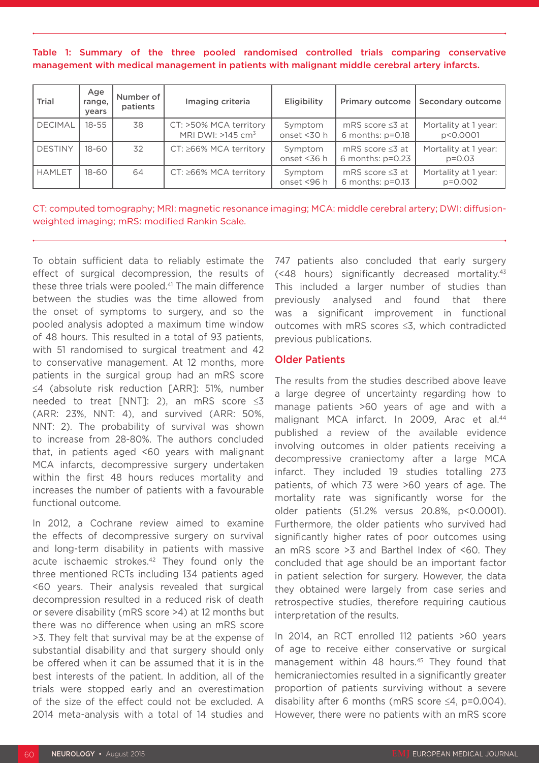**Table 1: Summary of the three pooled randomised controlled trials comparing conservative management with medical management in patients with malignant middle cerebral artery infarcts.**

| Trial | Age range, years | Number of patients | Imaging criteria | Eligibility | Primary outcome | Secondary outcome |
|---|---|---|---|---|---|---|
| DECIMAL | 18-55 | 38 | CT: >50% MCA territory MRI DWI: >145 cm$^3$ | Symptom onset <30 h | mRS score ≤3 at 6 months: p=0.18 | Mortality at 1 year: p<0.0001 |
| DESTINY | 18-60 | 32 | CT: ≥66% MCA territory | Symptom onset <36 h | mRS score ≤3 at 6 months: p=0.23 | Mortality at 1 year: p=0.03 |
| HAMLET | 18-60 | 64 | CT: ≥66% MCA territory | Symptom onset <96 h | mRS score ≤3 at 6 months: p=0.13 | Mortality at 1 year: p=0.002 |

CT: computed tomography; MRI: magnetic resonance imaging; MCA: middle cerebral artery; DWI: diffusion-weighted imaging; mRS: modified Rankin Scale.

To obtain sufficient data to reliably estimate the effect of surgical decompression, the results of these three trials were pooled.[41] The main difference between the studies was the time allowed from the onset of symptoms to surgery, and so the pooled analysis adopted a maximum time window of 48 hours. This resulted in a total of 93 patients, with 51 randomised to surgical treatment and 42 to conservative management. At 12 months, more patients in the surgical group had an mRS score ≤4 (absolute risk reduction [ARR]: 51%, number needed to treat [NNT]: 2), an mRS score ≤3 (ARR: 23%, NNT: 4), and survived (ARR: 50%, NNT: 2). The probability of survival was shown to increase from 28-80%. The authors concluded that, in patients aged <60 years with malignant MCA infarcts, decompressive surgery undertaken within the first 48 hours reduces mortality and increases the number of patients with a favourable functional outcome.

In 2012, a Cochrane review aimed to examine the effects of decompressive surgery on survival and long-term disability in patients with massive acute ischaemic strokes.[42] They found only the three mentioned RCTs including 134 patients aged <60 years. Their analysis revealed that surgical decompression resulted in a reduced risk of death or severe disability (mRS score >4) at 12 months but there was no difference when using an mRS score >3. They felt that survival may be at the expense of substantial disability and that surgery should only be offered when it can be assumed that it is in the best interests of the patient. In addition, all of the trials were stopped early and an overestimation of the size of the effect could not be excluded. A 2014 meta-analysis with a total of 14 studies and 747 patients also concluded that early surgery (<48 hours) significantly decreased mortality.[43] This included a larger number of studies than previously analysed and found that there was a significant improvement in functional outcomes with mRS scores ≤3, which contradicted previous publications.

## Older Patients

The results from the studies described above leave a large degree of uncertainty regarding how to manage patients >60 years of age and with a malignant MCA infarct. In 2009, Arac et al.[44] published a review of the available evidence involving outcomes in older patients receiving a decompressive craniectomy after a large MCA infarct. They included 19 studies totalling 273 patients, of which 73 were >60 years of age. The mortality rate was significantly worse for the older patients (51.2% versus 20.8%, p<0.0001). Furthermore, the older patients who survived had significantly higher rates of poor outcomes using an mRS score >3 and Barthel Index of <60. They concluded that age should be an important factor in patient selection for surgery. However, the data they obtained were largely from case series and retrospective studies, therefore requiring cautious interpretation of the results.

In 2014, an RCT enrolled 112 patients >60 years of age to receive either conservative or surgical management within 48 hours.[45] They found that hemicraniectomies resulted in a significantly greater proportion of patients surviving without a severe disability after 6 months (mRS score ≤4, p=0.004). However, there were no patients with an mRS score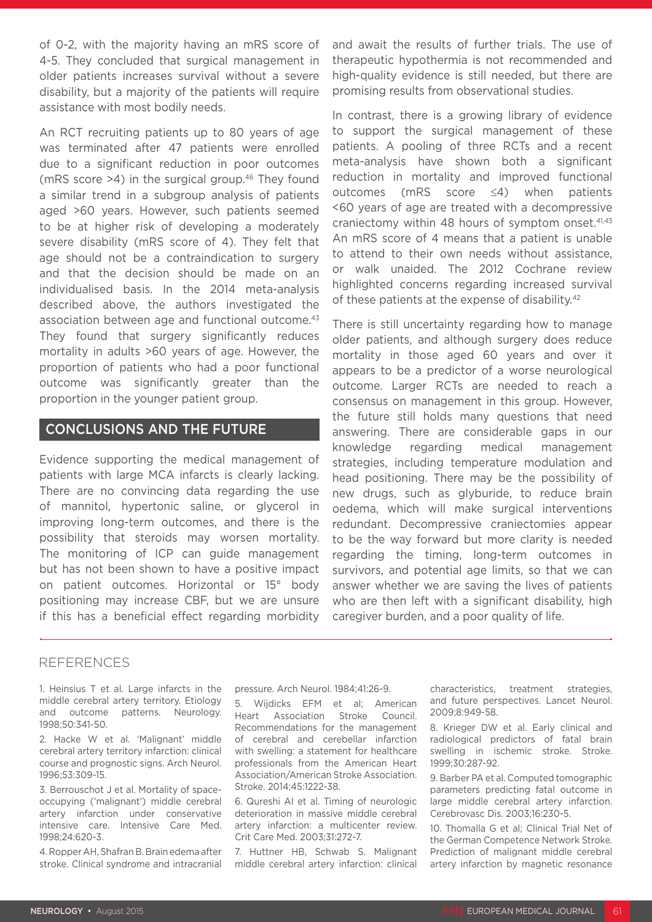of 0-2, with the majority having an mRS score of 4-5. They concluded that surgical management in older patients increases survival without a severe disability, but a majority of the patients will require assistance with most bodily needs.

An RCT recruiting patients up to 80 years of age was terminated after 47 patients were enrolled due to a significant reduction in poor outcomes (mRS score >4) in the surgical group.[46] They found a similar trend in a subgroup analysis of patients aged >60 years. However, such patients seemed to be at higher risk of developing a moderately severe disability (mRS score of 4). They felt that age should not be a contraindication to surgery and that the decision should be made on an individualised basis. In the 2014 meta-analysis described above, the authors investigated the association between age and functional outcome.[43] They found that surgery significantly reduces mortality in adults >60 years of age. However, the proportion of patients who had a poor functional outcome was significantly greater than the proportion in the younger patient group.

## CONCLUSIONS AND THE FUTURE

Evidence supporting the medical management of patients with large MCA infarcts is clearly lacking. There are no convincing data regarding the use of mannitol, hypertonic saline, or glycerol in improving long-term outcomes, and there is the possibility that steroids may worsen mortality. The monitoring of ICP can guide management but has not been shown to have a positive impact on patient outcomes. Horizontal or 15° body positioning may increase CBF, but we are unsure if this has a beneficial effect regarding morbidity and await the results of further trials. The use of therapeutic hypothermia is not recommended and high-quality evidence is still needed, but there are promising results from observational studies.

In contrast, there is a growing library of evidence to support the surgical management of these patients. A pooling of three RCTs and a recent meta-analysis have shown both a significant reduction in mortality and improved functional outcomes (mRS score ≤4) when patients <60 years of age are treated with a decompressive craniectomy within 48 hours of symptom onset.[41,43] An mRS score of 4 means that a patient is unable to attend to their own needs without assistance, or walk unaided. The 2012 Cochrane review highlighted concerns regarding increased survival of these patients at the expense of disability.[42]

There is still uncertainty regarding how to manage older patients, and although surgery does reduce mortality in those aged 60 years and over it appears to be a predictor of a worse neurological outcome. Larger RCTs are needed to reach a consensus on management in this group. However, the future still holds many questions that need answering. There are considerable gaps in our knowledge regarding medical management strategies, including temperature modulation and head positioning. There may be the possibility of new drugs, such as glyburide, to reduce brain oedema, which will make surgical interventions redundant. Decompressive craniectomies appear to be the way forward but more clarity is needed regarding the timing, long-term outcomes in survivors, and potential age limits, so that we can answer whether we are saving the lives of patients who are then left with a significant disability, high caregiver burden, and a poor quality of life.

## REFERENCES

1. Heinsius T et al. Large infarcts in the middle cerebral artery territory. Etiology and outcome patterns. Neurology. 1998;50:341-50.

2. Hacke W et al. 'Malignant' middle cerebral artery territory infarction: clinical course and prognostic signs. Arch Neurol. 1996;53:309-15.

3. Berrouschot J et al. Mortality of space-occupying ('malignant') middle cerebral artery infarction under conservative intensive care. Intensive Care Med. 1998;24:620-3.

4. Ropper AH, Shafran B. Brain edema after stroke. Clinical syndrome and intracranial pressure. Arch Neurol. 1984;41:26-9.

5. Wijdicks EFM et al; American Heart Association Stroke Council. Recommendations for the management of cerebral and cerebellar infarction with swelling: a statement for healthcare professionals from the American Heart Association/American Stroke Association. Stroke. 2014;45:1222-38.

6. Qureshi AI et al. Timing of neurologic deterioration in massive middle cerebral artery infarction: a multicenter review. Crit Care Med. 2003;31:272-7.

7. Huttner HB, Schwab S. Malignant middle cerebral artery infarction: clinical characteristics, treatment strategies, and future perspectives. Lancet Neurol. 2009;8:949-58.

8. Krieger DW et al. Early clinical and radiological predictors of fatal brain swelling in ischemic stroke. Stroke. 1999;30:287-92.

9. Barber PA et al. Computed tomographic parameters predicting fatal outcome in large middle cerebral artery infarction. Cerebrovasc Dis. 2003;16:230-5.

10. Thomalla G et al; Clinical Trial Net of the German Competence Network Stroke. Prediction of malignant middle cerebral artery infarction by magnetic resonance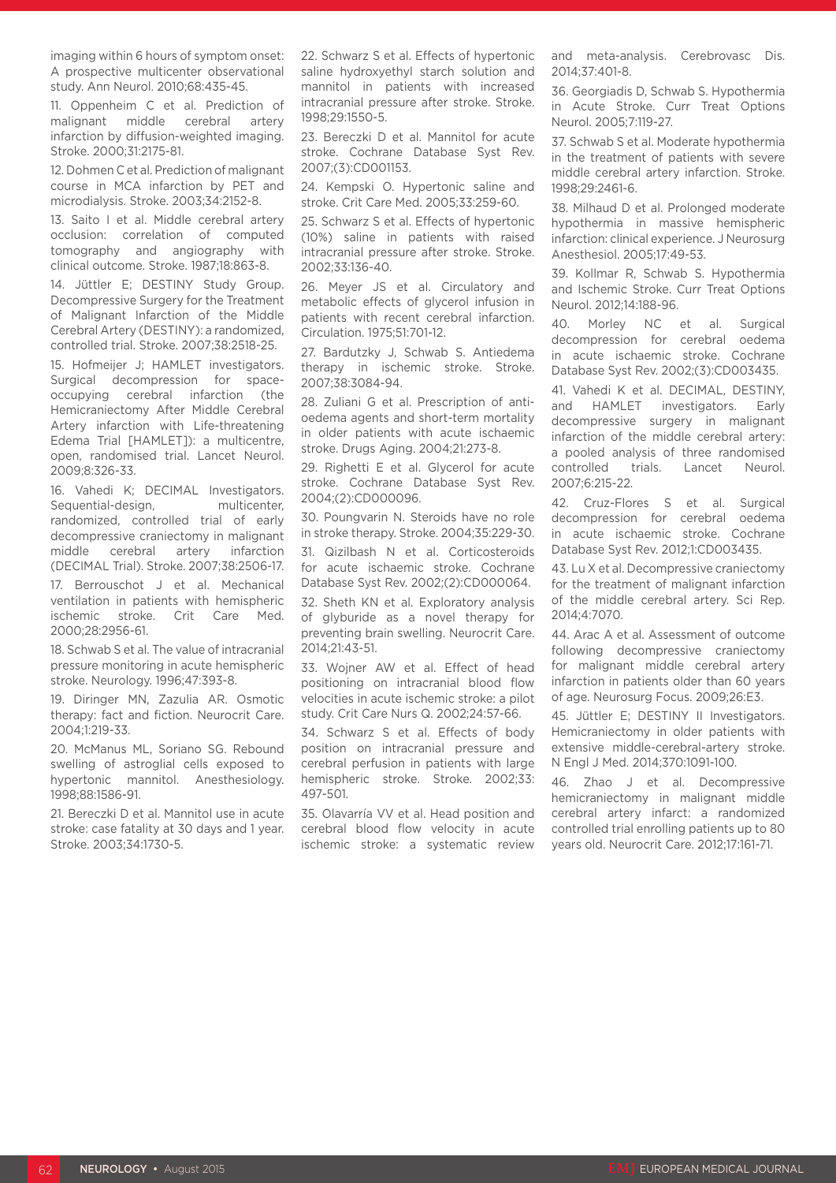imaging within 6 hours of symptom onset: A prospective multicenter observational study. Ann Neurol. 2010;68:435-45.

11. Oppenheim C et al. Prediction of malignant middle cerebral artery infarction by diffusion-weighted imaging. Stroke. 2000;31:2175-81.

12. Dohmen C et al. Prediction of malignant course in MCA infarction by PET and microdialysis. Stroke. 2003;34:2152-8.

13. Saito I et al. Middle cerebral artery occlusion: correlation of computed tomography and angiography with clinical outcome. Stroke. 1987;18:863-8.

14. Jüttler E; DESTINY Study Group. Decompressive Surgery for the Treatment of Malignant Infarction of the Middle Cerebral Artery (DESTINY): a randomized, controlled trial. Stroke. 2007;38:2518-25.

15. Hofmeijer J; HAMLET investigators. Surgical decompression for space-occupying cerebral infarction (the Hemicraniectomy After Middle Cerebral Artery infarction with Life-threatening Edema Trial [HAMLET]): a multicentre, open, randomised trial. Lancet Neurol. 2009;8:326-33.

16. Vahedi K; DECIMAL Investigators. Sequential-design, multicenter, randomized, controlled trial of early decompressive craniectomy in malignant middle cerebral artery infarction (DECIMAL Trial). Stroke. 2007;38:2506-17.

17. Berrouschot J et al. Mechanical ventilation in patients with hemispheric ischemic stroke. Crit Care Med. 2000;28:2956-61.

18. Schwab S et al. The value of intracranial pressure monitoring in acute hemispheric stroke. Neurology. 1996;47:393-8.

19. Diringer MN, Zazulia AR. Osmotic therapy: fact and fiction. Neurocrit Care. 2004;1:219-33.

20. McManus ML, Soriano SG. Rebound swelling of astroglial cells exposed to hypertonic mannitol. Anesthesiology. 1998;88:1586-91.

21. Bereczki D et al. Mannitol use in acute stroke: case fatality at 30 days and 1 year. Stroke. 2003;34:1730-5.

22. Schwarz S et al. Effects of hypertonic saline hydroxyethyl starch solution and mannitol in patients with increased intracranial pressure after stroke. Stroke. 1998;29:1550-5.

23. Bereczki D et al. Mannitol for acute stroke. Cochrane Database Syst Rev. 2007;(3):CD001153.

24. Kempski O. Hypertonic saline and stroke. Crit Care Med. 2005;33:259-60.

25. Schwarz S et al. Effects of hypertonic (10%) saline in patients with raised intracranial pressure after stroke. Stroke. 2002;33:136-40.

26. Meyer JS et al. Circulatory and metabolic effects of glycerol infusion in patients with recent cerebral infarction. Circulation. 1975;51:701-12.

27. Bardutzky J, Schwab S. Antiedema therapy in ischemic stroke. Stroke. 2007;38:3084-94.

28. Zuliani G et al. Prescription of anti-oedema agents and short-term mortality in older patients with acute ischaemic stroke. Drugs Aging. 2004;21:273-8.

29. Righetti E et al. Glycerol for acute stroke. Cochrane Database Syst Rev. 2004;(2):CD000096.

30. Poungvarin N. Steroids have no role in stroke therapy. Stroke. 2004;35:229-30.

31. Qizilbash N et al. Corticosteroids for acute ischaemic stroke. Cochrane Database Syst Rev. 2002;(2):CD000064.

32. Sheth KN et al. Exploratory analysis of glyburide as a novel therapy for preventing brain swelling. Neurocrit Care. 2014;21:43-51.

33. Wojner AW et al. Effect of head positioning on intracranial blood flow velocities in acute ischemic stroke: a pilot study. Crit Care Nurs Q. 2002;24:57-66.

34. Schwarz S et al. Effects of body position on intracranial pressure and cerebral perfusion in patients with large hemispheric stroke. Stroke. 2002;33: 497-501.

35. Olavarría VV et al. Head position and cerebral blood flow velocity in acute ischemic stroke: a systematic review and meta-analysis. Cerebrovasc Dis. 2014;37:401-8.

36. Georgiadis D, Schwab S. Hypothermia in Acute Stroke. Curr Treat Options Neurol. 2005;7:119-27.

37. Schwab S et al. Moderate hypothermia in the treatment of patients with severe middle cerebral artery infarction. Stroke. 1998;29:2461-6.

38. Milhaud D et al. Prolonged moderate hypothermia in massive hemispheric infarction: clinical experience. J Neurosurg Anesthesiol. 2005;17:49-53.

39. Kollmar R, Schwab S. Hypothermia and Ischemic Stroke. Curr Treat Options Neurol. 2012;14:188-96.

40. Morley NC et al. Surgical decompression for cerebral oedema in acute ischaemic stroke. Cochrane Database Syst Rev. 2002;(3):CD003435.

41. Vahedi K et al. DECIMAL, DESTINY, and HAMLET investigators. Early decompressive surgery in malignant infarction of the middle cerebral artery: a pooled analysis of three randomised controlled trials. Lancet Neurol. 2007;6:215-22.

42. Cruz-Flores S et al. Surgical decompression for cerebral oedema in acute ischaemic stroke. Cochrane Database Syst Rev. 2012;1:CD003435.

43. Lu X et al. Decompressive craniectomy for the treatment of malignant infarction of the middle cerebral artery. Sci Rep. 2014;4:7070.

44. Arac A et al. Assessment of outcome following decompressive craniectomy for malignant middle cerebral artery infarction in patients older than 60 years of age. Neurosurg Focus. 2009;26:E3.

45. Jüttler E; DESTINY II Investigators. Hemicraniectomy in older patients with extensive middle-cerebral-artery stroke. N Engl J Med. 2014;370:1091-100.

46. Zhao J et al. Decompressive hemicraniectomy in malignant middle cerebral artery infarct: a randomized controlled trial enrolling patients up to 80 years old. Neurocrit Care. 2012;17:161-71.